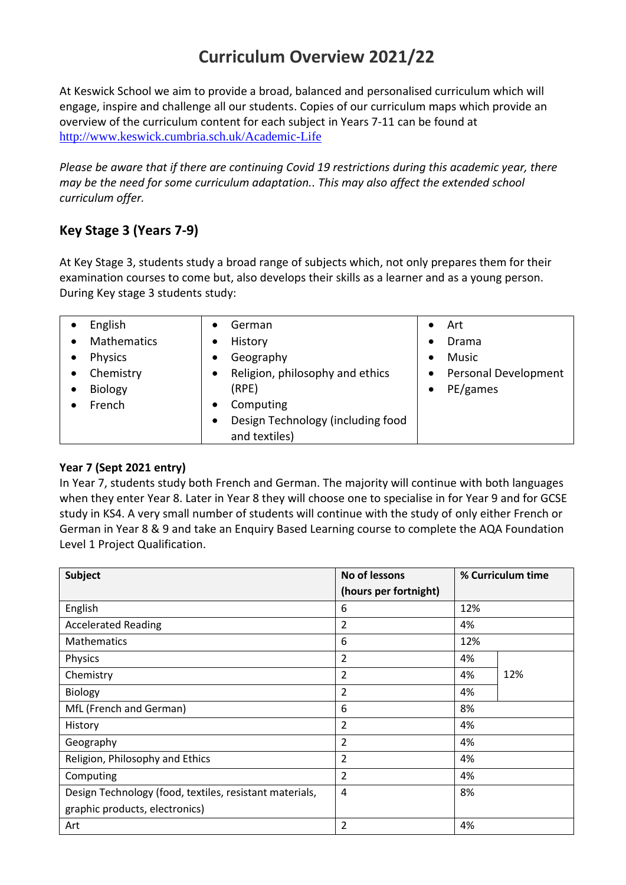# Curriculum Overview 2021/22

At Keswick School we aim to provide a broad, balanced and personalised curriculum which will engage, inspire and challenge all our students. Copies of our curriculum maps which provide an overview of the curriculum content for each subject in Years 7-11 can be found at http://www.keswick.cumbria.sch.uk/Academic-Life

*Please be aware that if there are continuing Covid 19 restrictions during this academic year, there may be the need for some curriculum adaptation.. This may also affect the extended school curriculum offer.*

## Key Stage 3 (Years 7-9)

At Key Stage 3, students study a broad range of subjects which, not only prepares them for their examination courses to come but, also develops their skills as a learner and as a young person. During Key stage 3 students study:

- English
- Mathematics
- Physics
- Chemistry
- Biology
- French
- German
- History
- Geography
- Religion, philosophy and ethics (RPE)
- Computing
- Design Technology (including food and textiles)
- Art
- Drama
- Music
- Personal Development
- PE/games

### Year 7 (Sept 2021 entry)

In Year 7, students study both French and German. The majority will continue with both languages when they enter Year 8. Later in Year 8 they will choose one to specialise in for Year 9 and for GCSE study in KS4. A very small number of students will continue with the study of only either French or German in Year 8 & 9 and take an Enquiry Based Learning course to complete the AQA Foundation Level 1 Project Qualification.

| Subject | No of lessons (hours per fortnight) | % Curriculum time | |
|---|---|---|---|
| English | 6 | 12% | |
| Accelerated Reading | 2 | 4% | |
| Mathematics | 6 | 12% | |
| Physics | 2 | 4% | 12% |
| Chemistry | 2 | 4% | |
| Biology | 2 | 4% | |
| MfL (French and German) | 6 | 8% | |
| History | 2 | 4% | |
| Geography | 2 | 4% | |
| Religion, Philosophy and Ethics | 2 | 4% | |
| Computing | 2 | 4% | |
| Design Technology (food, textiles, resistant materials, graphic products, electronics) | 4 | 8% | |
| Art | 2 | 4% | |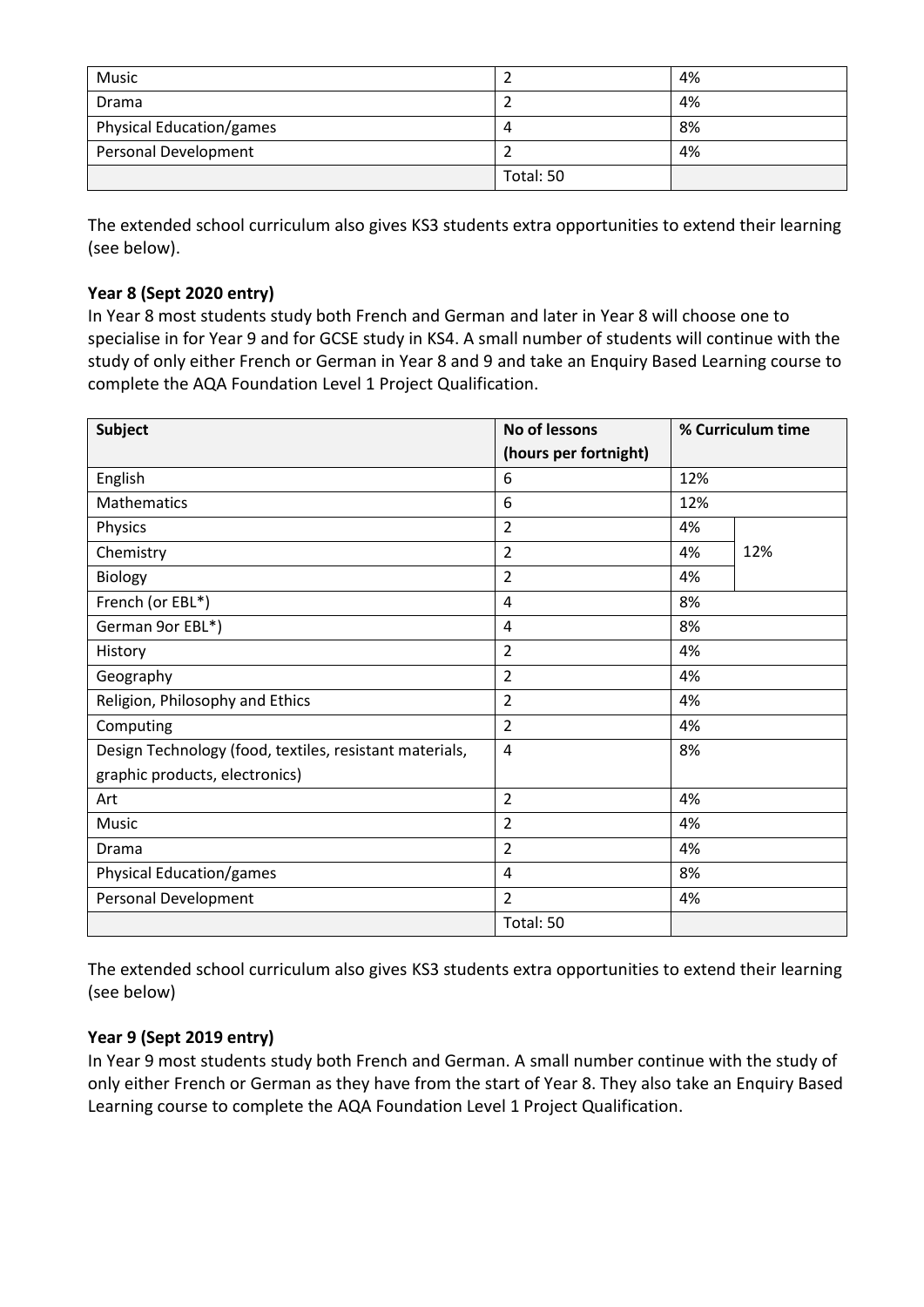| Music | 2 | 4% |
|---|---|---|
| Drama | 2 | 4% |
| Physical Education/games | 4 | 8% |
| Personal Development | 2 | 4% |
| | Total: 50 | |

The extended school curriculum also gives KS3 students extra opportunities to extend their learning (see below).

**Year 8 (Sept 2020 entry)**

In Year 8 most students study both French and German and later in Year 8 will choose one to specialise in for Year 9 and for GCSE study in KS4. A small number of students will continue with the study of only either French or German in Year 8 and 9 and take an Enquiry Based Learning course to complete the AQA Foundation Level 1 Project Qualification.

| **Subject** | **No of lessons (hours per fortnight)** | **% Curriculum time** | |
|---|---|---|---|
| English | 6 | 12% | |
| Mathematics | 6 | 12% | |
| Physics | 2 | 4% | 12% |
| Chemistry | 2 | 4% | |
| Biology | 2 | 4% | |
| French (or EBL*) | 4 | 8% | |
| German 9or EBL*) | 4 | 8% | |
| History | 2 | 4% | |
| Geography | 2 | 4% | |
| Religion, Philosophy and Ethics | 2 | 4% | |
| Computing | 2 | 4% | |
| Design Technology (food, textiles, resistant materials, graphic products, electronics) | 4 | 8% | |
| Art | 2 | 4% | |
| Music | 2 | 4% | |
| Drama | 2 | 4% | |
| Physical Education/games | 4 | 8% | |
| Personal Development | 2 | 4% | |
| | Total: 50 | | |

The extended school curriculum also gives KS3 students extra opportunities to extend their learning (see below)

**Year 9 (Sept 2019 entry)**

In Year 9 most students study both French and German. A small number continue with the study of only either French or German as they have from the start of Year 8. They also take an Enquiry Based Learning course to complete the AQA Foundation Level 1 Project Qualification.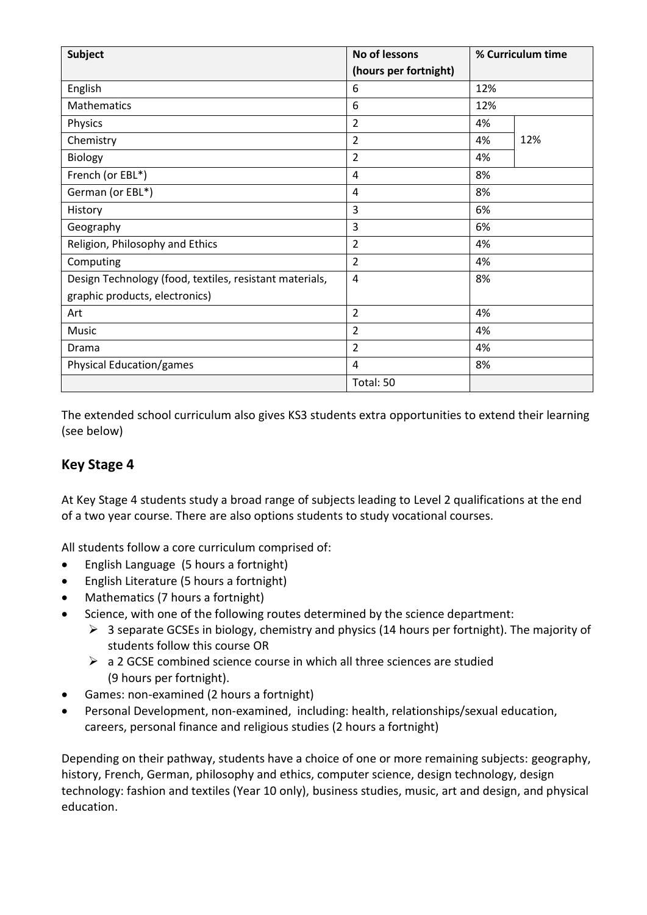| Subject | No of lessons (hours per fortnight) | % Curriculum time | |
|---|---|---|---|
| English | 6 | 12% | |
| Mathematics | 6 | 12% | |
| Physics | 2 | 4% | 12% |
| Chemistry | 2 | 4% | |
| Biology | 2 | 4% | |
| French (or EBL*) | 4 | 8% | |
| German (or EBL*) | 4 | 8% | |
| History | 3 | 6% | |
| Geography | 3 | 6% | |
| Religion, Philosophy and Ethics | 2 | 4% | |
| Computing | 2 | 4% | |
| Design Technology (food, textiles, resistant materials, graphic products, electronics) | 4 | 8% | |
| Art | 2 | 4% | |
| Music | 2 | 4% | |
| Drama | 2 | 4% | |
| Physical Education/games | 4 | 8% | |
| | Total: 50 | | |

The extended school curriculum also gives KS3 students extra opportunities to extend their learning (see below)

## Key Stage 4

At Key Stage 4 students study a broad range of subjects leading to Level 2 qualifications at the end of a two year course. There are also options students to study vocational courses.

All students follow a core curriculum comprised of:

- English Language (5 hours a fortnight)
- English Literature (5 hours a fortnight)
- Mathematics (7 hours a fortnight)
- Science, with one of the following routes determined by the science department:
  - 3 separate GCSEs in biology, chemistry and physics (14 hours per fortnight). The majority of students follow this course OR
  - a 2 GCSE combined science course in which all three sciences are studied (9 hours per fortnight).
- Games: non-examined (2 hours a fortnight)
- Personal Development, non-examined, including: health, relationships/sexual education, careers, personal finance and religious studies (2 hours a fortnight)

Depending on their pathway, students have a choice of one or more remaining subjects: geography, history, French, German, philosophy and ethics, computer science, design technology, design technology: fashion and textiles (Year 10 only), business studies, music, art and design, and physical education.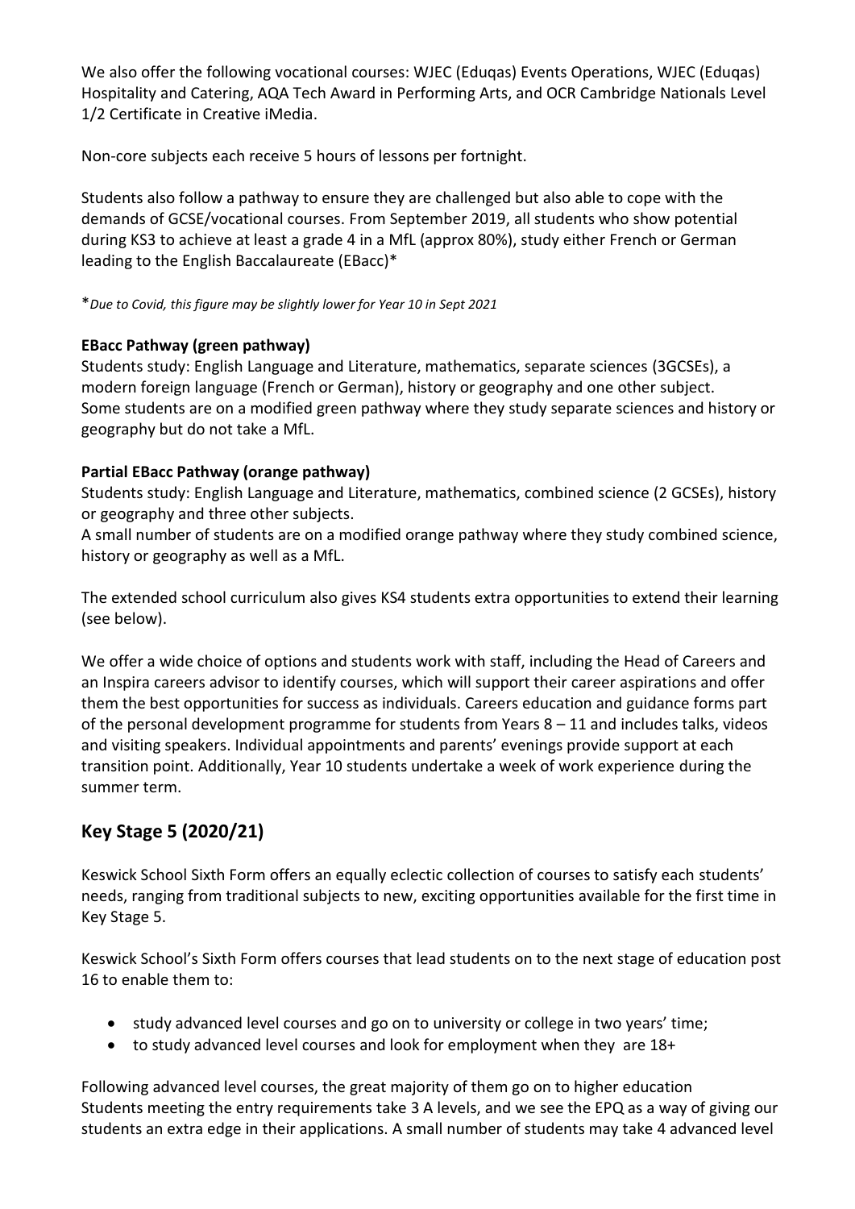We also offer the following vocational courses: WJEC (Eduqas) Events Operations, WJEC (Eduqas) Hospitality and Catering, AQA Tech Award in Performing Arts, and OCR Cambridge Nationals Level 1/2 Certificate in Creative iMedia.

Non-core subjects each receive 5 hours of lessons per fortnight.

Students also follow a pathway to ensure they are challenged but also able to cope with the demands of GCSE/vocational courses. From September 2019, all students who show potential during KS3 to achieve at least a grade 4 in a MfL (approx 80%), study either French or German leading to the English Baccalaureate (EBacc)*

**Due to Covid, this figure may be slightly lower for Year 10 in Sept 2021*

**EBacc Pathway (green pathway)**
Students study: English Language and Literature, mathematics, separate sciences (3GCSEs), a modern foreign language (French or German), history or geography and one other subject.
Some students are on a modified green pathway where they study separate sciences and history or geography but do not take a MfL.

**Partial EBacc Pathway (orange pathway)**
Students study: English Language and Literature, mathematics, combined science (2 GCSEs), history or geography and three other subjects.
A small number of students are on a modified orange pathway where they study combined science, history or geography as well as a MfL.

The extended school curriculum also gives KS4 students extra opportunities to extend their learning (see below).

We offer a wide choice of options and students work with staff, including the Head of Careers and an Inspira careers advisor to identify courses, which will support their career aspirations and offer them the best opportunities for success as individuals. Careers education and guidance forms part of the personal development programme for students from Years 8 – 11 and includes talks, videos and visiting speakers. Individual appointments and parents' evenings provide support at each transition point. Additionally, Year 10 students undertake a week of work experience during the summer term.

## Key Stage 5 (2020/21)

Keswick School Sixth Form offers an equally eclectic collection of courses to satisfy each students' needs, ranging from traditional subjects to new, exciting opportunities available for the first time in Key Stage 5.

Keswick School's Sixth Form offers courses that lead students on to the next stage of education post 16 to enable them to:

- study advanced level courses and go on to university or college in two years' time;
- to study advanced level courses and look for employment when they are 18+

Following advanced level courses, the great majority of them go on to higher education
Students meeting the entry requirements take 3 A levels, and we see the EPQ as a way of giving our students an extra edge in their applications. A small number of students may take 4 advanced level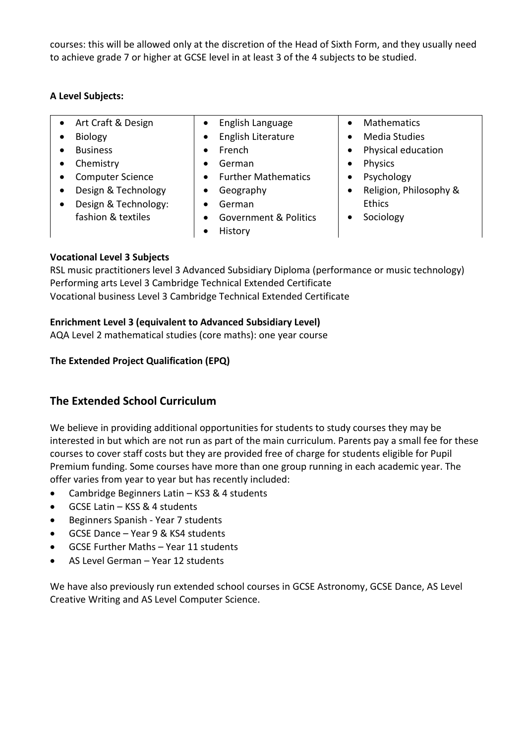courses: this will be allowed only at the discretion of the Head of Sixth Form, and they usually need to achieve grade 7 or higher at GCSE level in at least 3 of the 4 subjects to be studied.

**A Level Subjects:**

| | | |
|---|---|---|
| • Art Craft & Design<br>• Biology<br>• Business<br>• Chemistry<br>• Computer Science<br>• Design & Technology<br>• Design & Technology: fashion & textiles | • English Language<br>• English Literature<br>• French<br>• German<br>• Further Mathematics<br>• Geography<br>• German<br>• Government & Politics<br>• History | • Mathematics<br>• Media Studies<br>• Physical education<br>• Physics<br>• Psychology<br>• Religion, Philosophy & Ethics<br>• Sociology |

**Vocational Level 3 Subjects**

RSL music practitioners level 3 Advanced Subsidiary Diploma (performance or music technology)
Performing arts Level 3 Cambridge Technical Extended Certificate
Vocational business Level 3 Cambridge Technical Extended Certificate

**Enrichment Level 3 (equivalent to Advanced Subsidiary Level)**

AQA Level 2 mathematical studies (core maths): one year course

**The Extended Project Qualification (EPQ)**

## The Extended School Curriculum

We believe in providing additional opportunities for students to study courses they may be interested in but which are not run as part of the main curriculum. Parents pay a small fee for these courses to cover staff costs but they are provided free of charge for students eligible for Pupil Premium funding. Some courses have more than one group running in each academic year. The offer varies from year to year but has recently included:

- Cambridge Beginners Latin – KS3 & 4 students
- GCSE Latin – KSS & 4 students
- Beginners Spanish - Year 7 students
- GCSE Dance – Year 9 & KS4 students
- GCSE Further Maths – Year 11 students
- AS Level German – Year 12 students

We have also previously run extended school courses in GCSE Astronomy, GCSE Dance, AS Level Creative Writing and AS Level Computer Science.